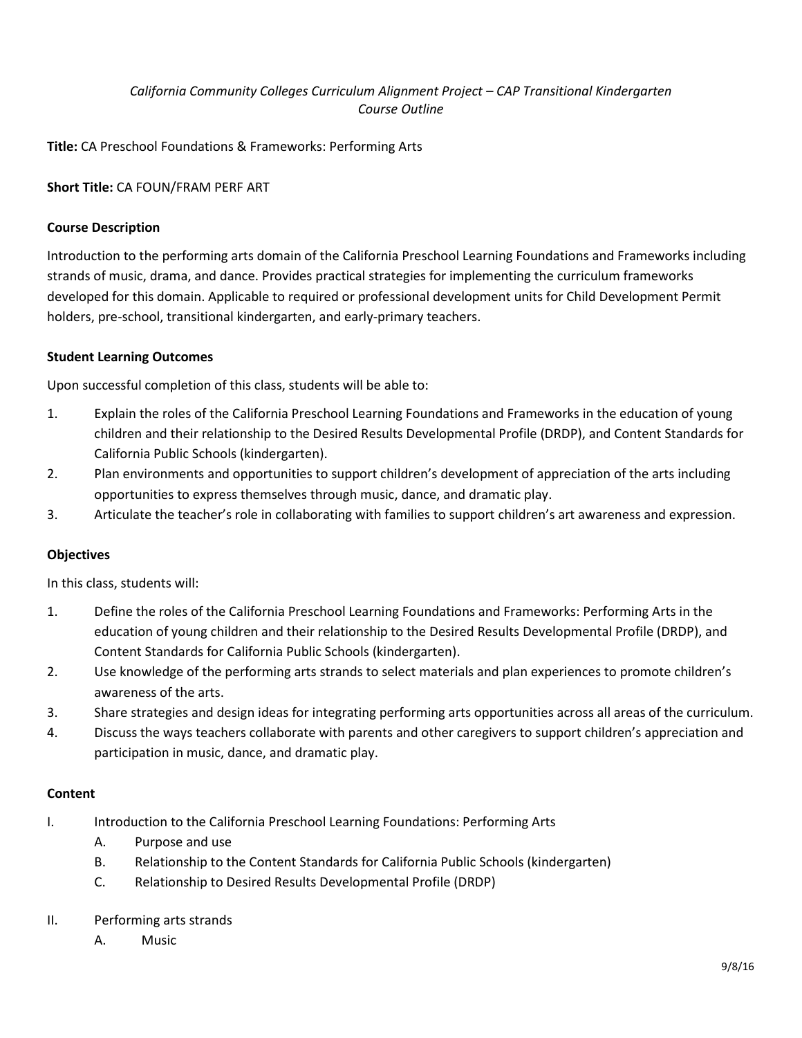*California Community Colleges Curriculum Alignment Project – CAP Transitional Kindergarten*
*Course Outline*

**Title:** CA Preschool Foundations & Frameworks: Performing Arts

**Short Title:** CA FOUN/FRAM PERF ART

**Course Description**

Introduction to the performing arts domain of the California Preschool Learning Foundations and Frameworks including strands of music, drama, and dance. Provides practical strategies for implementing the curriculum frameworks developed for this domain. Applicable to required or professional development units for Child Development Permit holders, pre-school, transitional kindergarten, and early-primary teachers.

**Student Learning Outcomes**

Upon successful completion of this class, students will be able to:

1. Explain the roles of the California Preschool Learning Foundations and Frameworks in the education of young children and their relationship to the Desired Results Developmental Profile (DRDP), and Content Standards for California Public Schools (kindergarten).
2. Plan environments and opportunities to support children's development of appreciation of the arts including opportunities to express themselves through music, dance, and dramatic play.
3. Articulate the teacher's role in collaborating with families to support children's art awareness and expression.

**Objectives**

In this class, students will:

1. Define the roles of the California Preschool Learning Foundations and Frameworks: Performing Arts in the education of young children and their relationship to the Desired Results Developmental Profile (DRDP), and Content Standards for California Public Schools (kindergarten).
2. Use knowledge of the performing arts strands to select materials and plan experiences to promote children's awareness of the arts.
3. Share strategies and design ideas for integrating performing arts opportunities across all areas of the curriculum.
4. Discuss the ways teachers collaborate with parents and other caregivers to support children's appreciation and participation in music, dance, and dramatic play.

**Content**

I. Introduction to the California Preschool Learning Foundations: Performing Arts
   A. Purpose and use
   B. Relationship to the Content Standards for California Public Schools (kindergarten)
   C. Relationship to Desired Results Developmental Profile (DRDP)

II. Performing arts strands
   A. Music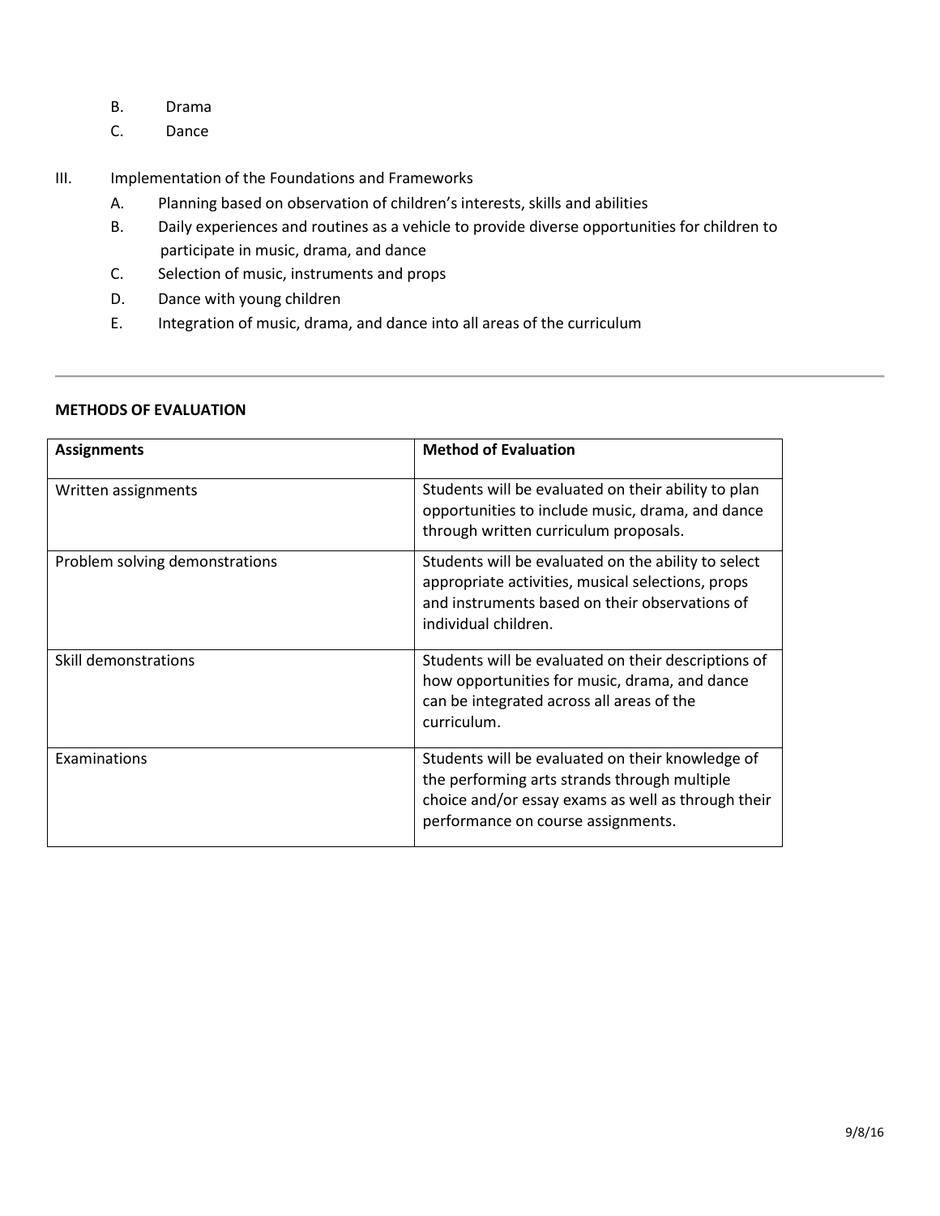B. Drama

C. Dance

III. Implementation of the Foundations and Frameworks

A. Planning based on observation of children's interests, skills and abilities

B. Daily experiences and routines as a vehicle to provide diverse opportunities for children to participate in music, drama, and dance

C. Selection of music, instruments and props

D. Dance with young children

E. Integration of music, drama, and dance into all areas of the curriculum

---

**METHODS OF EVALUATION**

| **Assignments** | **Method of Evaluation** |
| --- | --- |
| Written assignments | Students will be evaluated on their ability to plan opportunities to include music, drama, and dance through written curriculum proposals. |
| Problem solving demonstrations | Students will be evaluated on the ability to select appropriate activities, musical selections, props and instruments based on their observations of individual children. |
| Skill demonstrations | Students will be evaluated on their descriptions of how opportunities for music, drama, and dance can be integrated across all areas of the curriculum. |
| Examinations | Students will be evaluated on their knowledge of the performing arts strands through multiple choice and/or essay exams as well as through their performance on course assignments. |

9/8/16